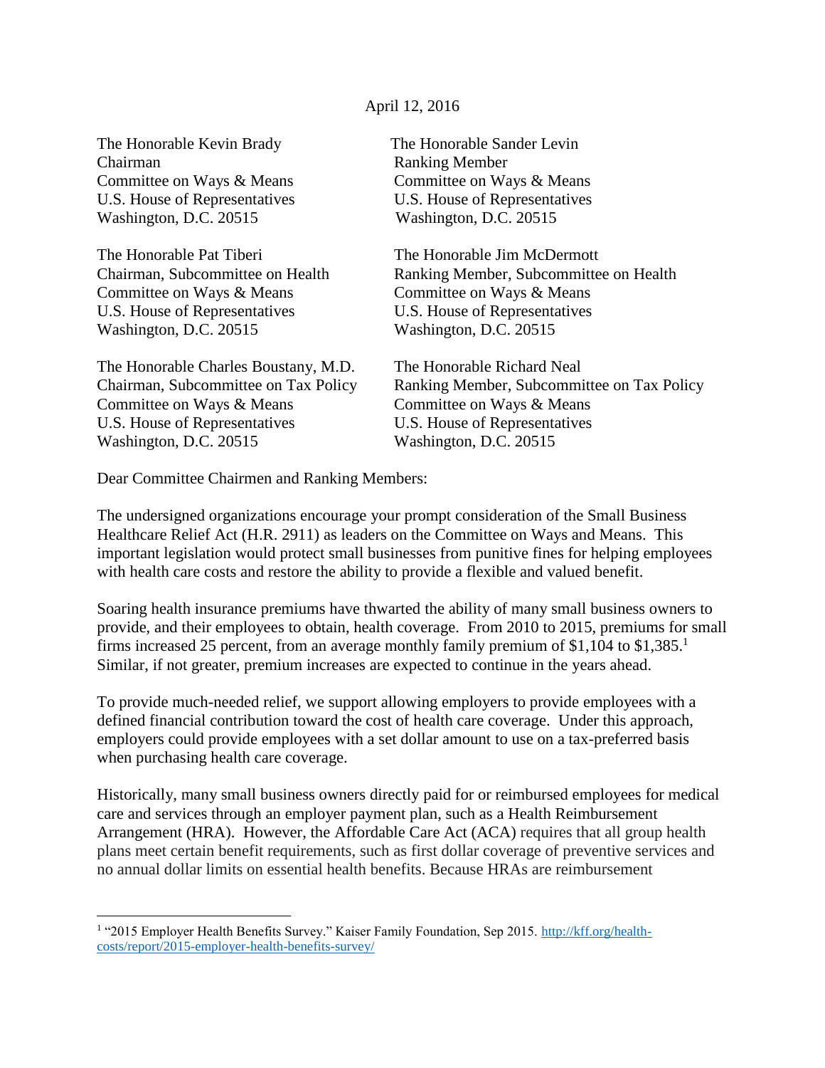April 12, 2016

The Honorable Kevin Brady
Chairman
Committee on Ways & Means
U.S. House of Representatives
Washington, D.C. 20515

The Honorable Sander Levin
Ranking Member
Committee on Ways & Means
U.S. House of Representatives
Washington, D.C. 20515

The Honorable Pat Tiberi
Chairman, Subcommittee on Health
Committee on Ways & Means
U.S. House of Representatives
Washington, D.C. 20515

The Honorable Jim McDermott
Ranking Member, Subcommittee on Health
Committee on Ways & Means
U.S. House of Representatives
Washington, D.C. 20515

The Honorable Charles Boustany, M.D.
Chairman, Subcommittee on Tax Policy
Committee on Ways & Means
U.S. House of Representatives
Washington, D.C. 20515

The Honorable Richard Neal
Ranking Member, Subcommittee on Tax Policy
Committee on Ways & Means
U.S. House of Representatives
Washington, D.C. 20515

Dear Committee Chairmen and Ranking Members:

The undersigned organizations encourage your prompt consideration of the Small Business Healthcare Relief Act (H.R. 2911) as leaders on the Committee on Ways and Means. This important legislation would protect small businesses from punitive fines for helping employees with health care costs and restore the ability to provide a flexible and valued benefit.

Soaring health insurance premiums have thwarted the ability of many small business owners to provide, and their employees to obtain, health coverage. From 2010 to 2015, premiums for small firms increased 25 percent, from an average monthly family premium of $1,104 to $1,385.[1] Similar, if not greater, premium increases are expected to continue in the years ahead.

To provide much-needed relief, we support allowing employers to provide employees with a defined financial contribution toward the cost of health care coverage. Under this approach, employers could provide employees with a set dollar amount to use on a tax-preferred basis when purchasing health care coverage.

Historically, many small business owners directly paid for or reimbursed employees for medical care and services through an employer payment plan, such as a Health Reimbursement Arrangement (HRA). However, the Affordable Care Act (ACA) requires that all group health plans meet certain benefit requirements, such as first dollar coverage of preventive services and no annual dollar limits on essential health benefits. Because HRAs are reimbursement

---

[1] "2015 Employer Health Benefits Survey." Kaiser Family Foundation, Sep 2015. http://kff.org/health-costs/report/2015-employer-health-benefits-survey/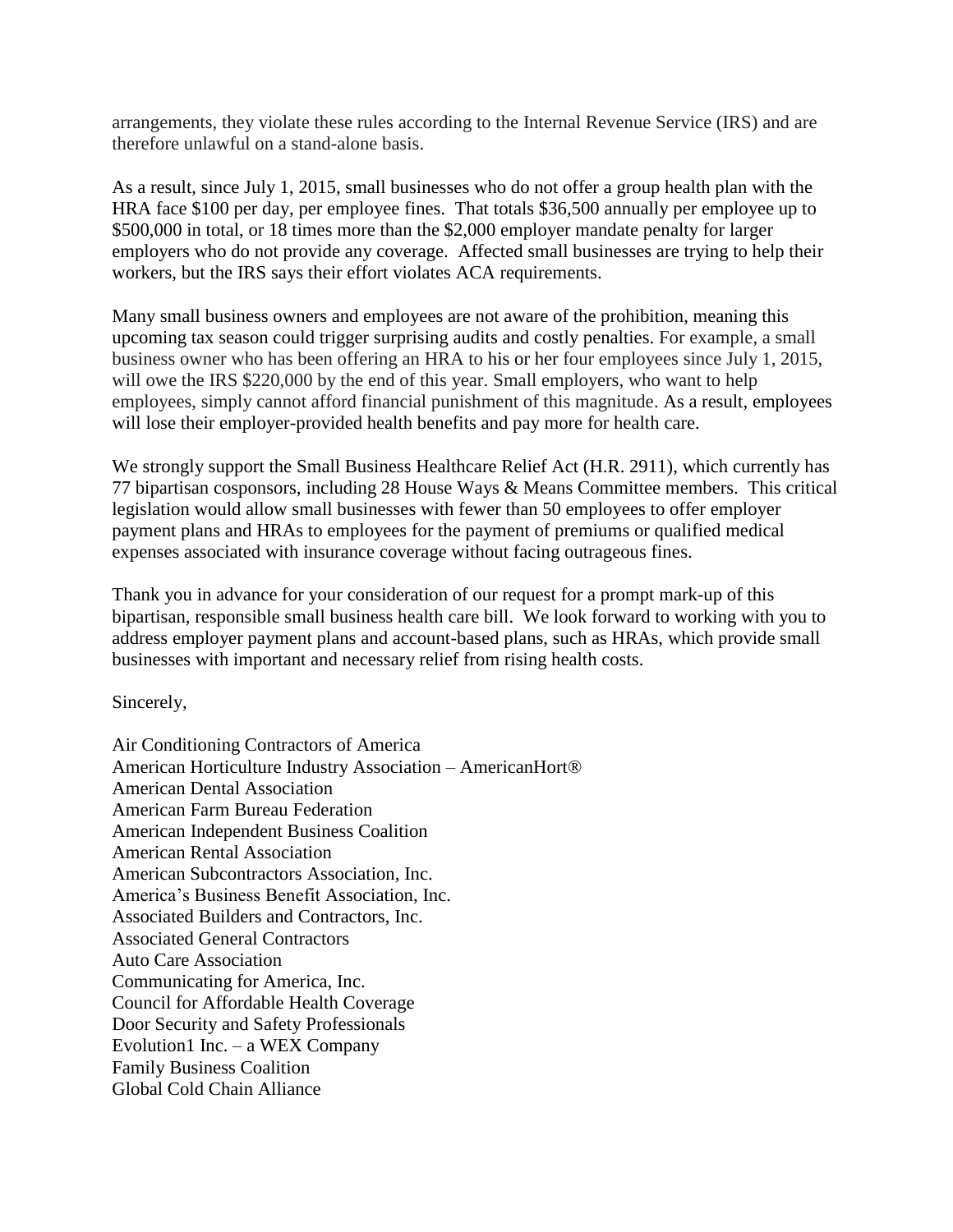arrangements, they violate these rules according to the Internal Revenue Service (IRS) and are therefore unlawful on a stand-alone basis.

As a result, since July 1, 2015, small businesses who do not offer a group health plan with the HRA face $100 per day, per employee fines. That totals $36,500 annually per employee up to $500,000 in total, or 18 times more than the $2,000 employer mandate penalty for larger employers who do not provide any coverage. Affected small businesses are trying to help their workers, but the IRS says their effort violates ACA requirements.

Many small business owners and employees are not aware of the prohibition, meaning this upcoming tax season could trigger surprising audits and costly penalties. For example, a small business owner who has been offering an HRA to his or her four employees since July 1, 2015, will owe the IRS $220,000 by the end of this year. Small employers, who want to help employees, simply cannot afford financial punishment of this magnitude. As a result, employees will lose their employer-provided health benefits and pay more for health care.

We strongly support the Small Business Healthcare Relief Act (H.R. 2911), which currently has 77 bipartisan cosponsors, including 28 House Ways & Means Committee members. This critical legislation would allow small businesses with fewer than 50 employees to offer employer payment plans and HRAs to employees for the payment of premiums or qualified medical expenses associated with insurance coverage without facing outrageous fines.

Thank you in advance for your consideration of our request for a prompt mark-up of this bipartisan, responsible small business health care bill. We look forward to working with you to address employer payment plans and account-based plans, such as HRAs, which provide small businesses with important and necessary relief from rising health costs.

Sincerely,

Air Conditioning Contractors of America
American Horticulture Industry Association – AmericanHort®
American Dental Association
American Farm Bureau Federation
American Independent Business Coalition
American Rental Association
American Subcontractors Association, Inc.
America's Business Benefit Association, Inc.
Associated Builders and Contractors, Inc.
Associated General Contractors
Auto Care Association
Communicating for America, Inc.
Council for Affordable Health Coverage
Door Security and Safety Professionals
Evolution1 Inc. – a WEX Company
Family Business Coalition
Global Cold Chain Alliance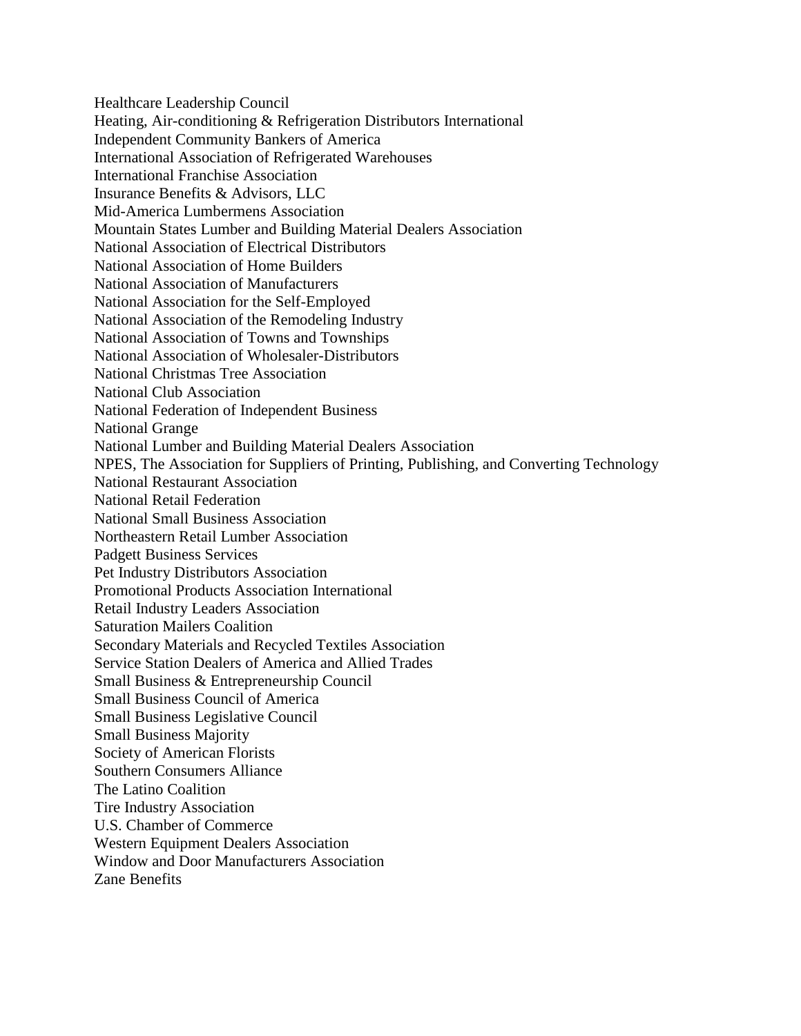Healthcare Leadership Council
Heating, Air-conditioning & Refrigeration Distributors International
Independent Community Bankers of America
International Association of Refrigerated Warehouses
International Franchise Association
Insurance Benefits & Advisors, LLC
Mid-America Lumbermens Association
Mountain States Lumber and Building Material Dealers Association
National Association of Electrical Distributors
National Association of Home Builders
National Association of Manufacturers
National Association for the Self-Employed
National Association of the Remodeling Industry
National Association of Towns and Townships
National Association of Wholesaler-Distributors
National Christmas Tree Association
National Club Association
National Federation of Independent Business
National Grange
National Lumber and Building Material Dealers Association
NPES, The Association for Suppliers of Printing, Publishing, and Converting Technology
National Restaurant Association
National Retail Federation
National Small Business Association
Northeastern Retail Lumber Association
Padgett Business Services
Pet Industry Distributors Association
Promotional Products Association International
Retail Industry Leaders Association
Saturation Mailers Coalition
Secondary Materials and Recycled Textiles Association
Service Station Dealers of America and Allied Trades
Small Business & Entrepreneurship Council
Small Business Council of America
Small Business Legislative Council
Small Business Majority
Society of American Florists
Southern Consumers Alliance
The Latino Coalition
Tire Industry Association
U.S. Chamber of Commerce
Western Equipment Dealers Association
Window and Door Manufacturers Association
Zane Benefits